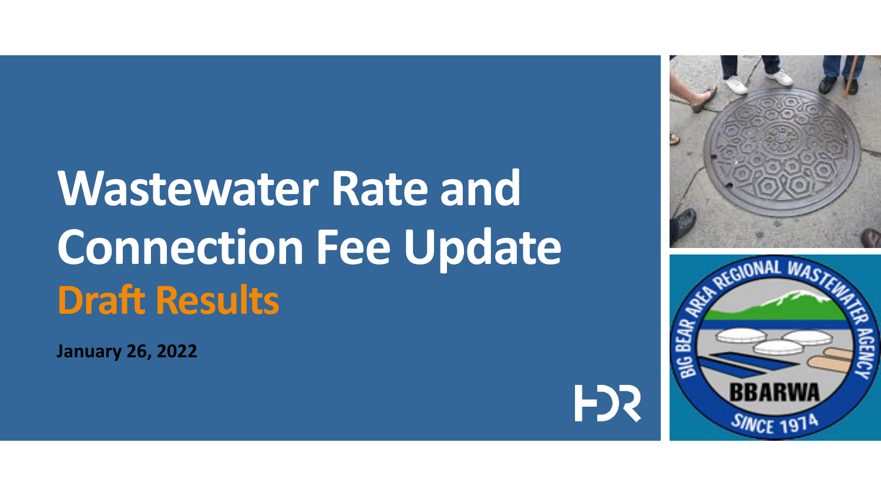# Wastewater Rate and Connection Fee Update

## Draft Results

**January 26, 2022**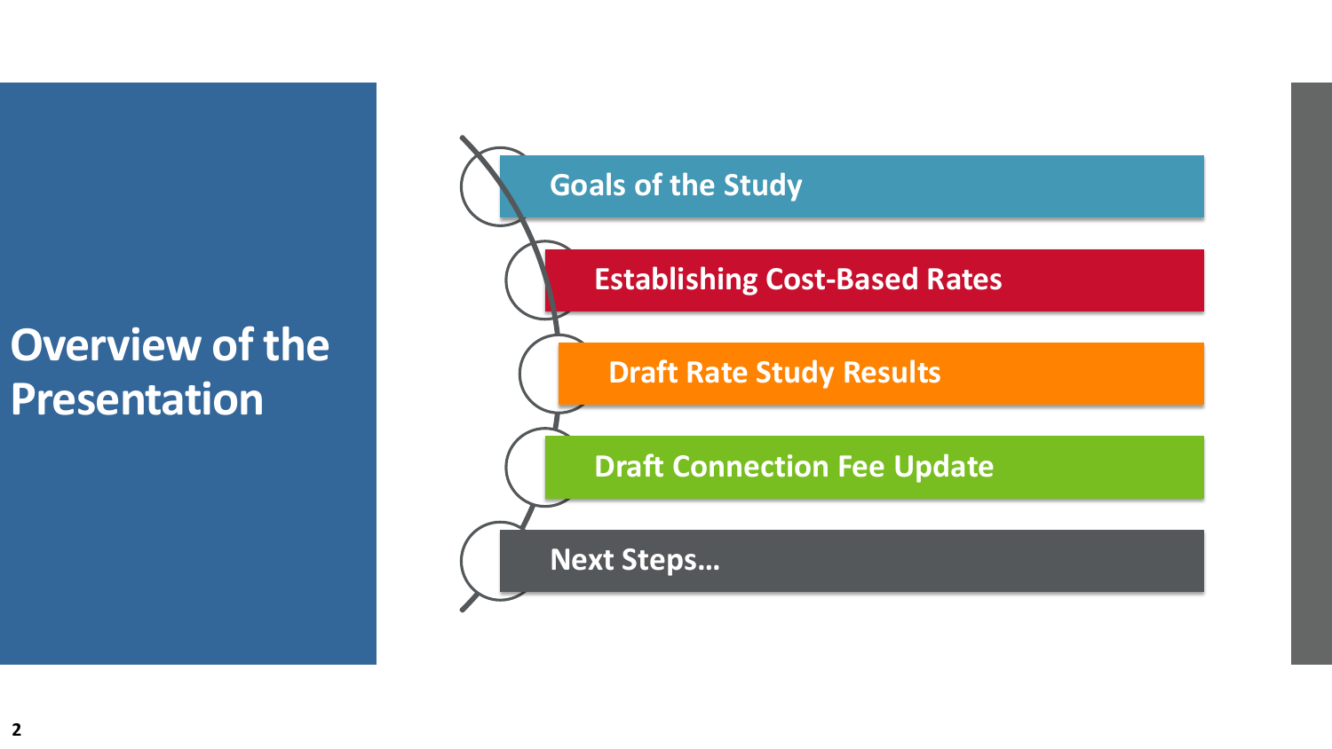# Overview of the Presentation

- Goals of the Study
- Establishing Cost-Based Rates
- Draft Rate Study Results
- Draft Connection Fee Update
- Next Steps…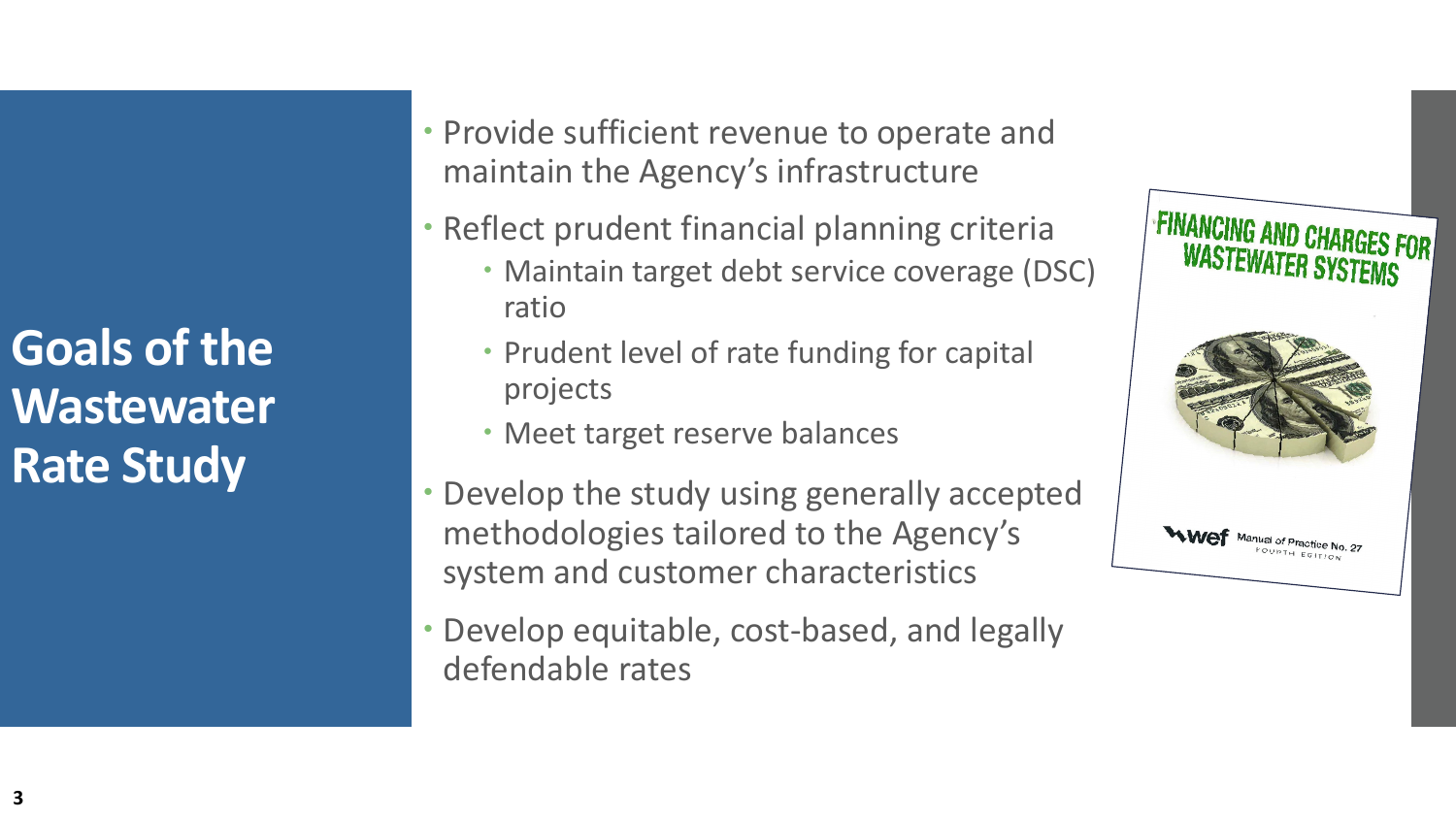# Goals of the Wastewater Rate Study

- Provide sufficient revenue to operate and maintain the Agency's infrastructure
- Reflect prudent financial planning criteria
  - Maintain target debt service coverage (DSC) ratio
  - Prudent level of rate funding for capital projects
  - Meet target reserve balances
- Develop the study using generally accepted methodologies tailored to the Agency's system and customer characteristics
- Develop equitable, cost-based, and legally defendable rates

FINANCING AND CHARGES FOR WASTEWATER SYSTEMS

wef Manual of Practice No. 27
FOURTH EDITION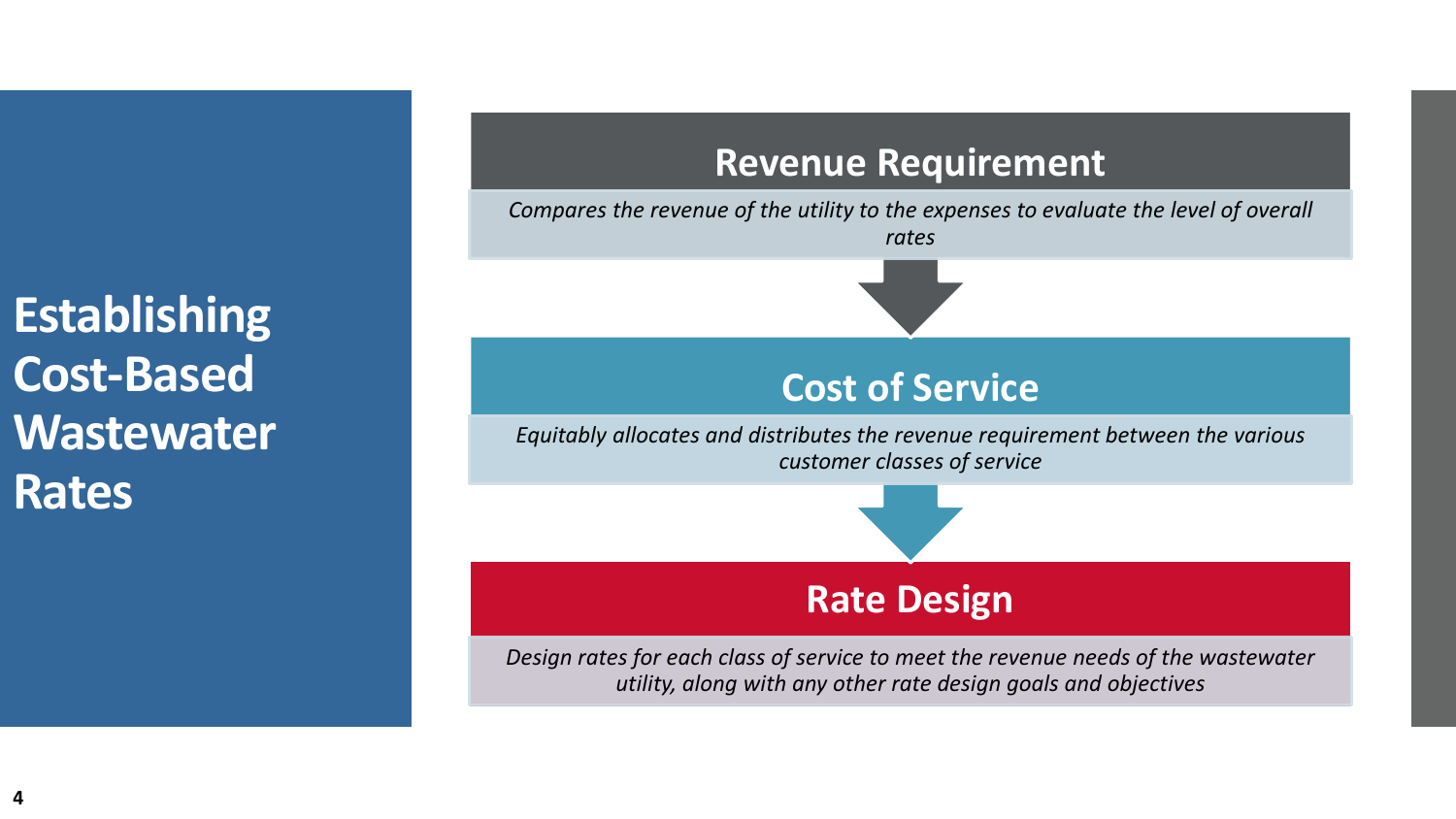# Establishing Cost-Based Wastewater Rates

## Revenue Requirement

*Compares the revenue of the utility to the expenses to evaluate the level of overall rates*

## Cost of Service

*Equitably allocates and distributes the revenue requirement between the various customer classes of service*

## Rate Design

*Design rates for each class of service to meet the revenue needs of the wastewater utility, along with any other rate design goals and objectives*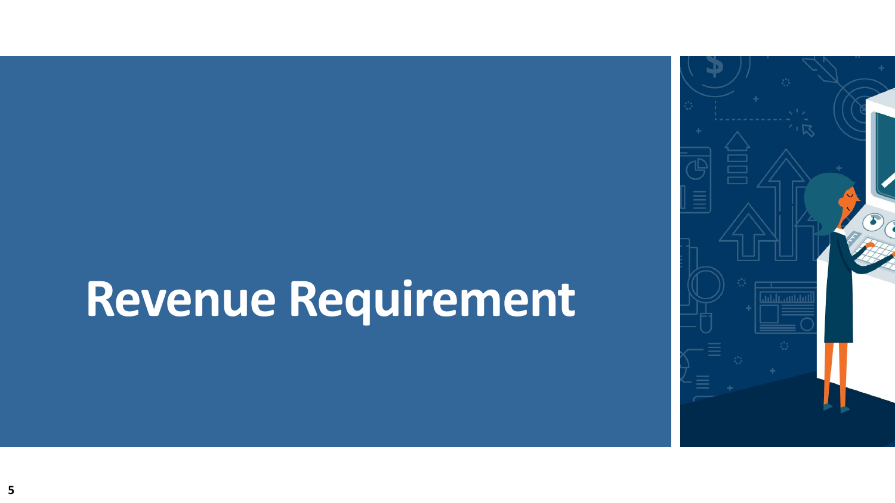# Revenue Requirement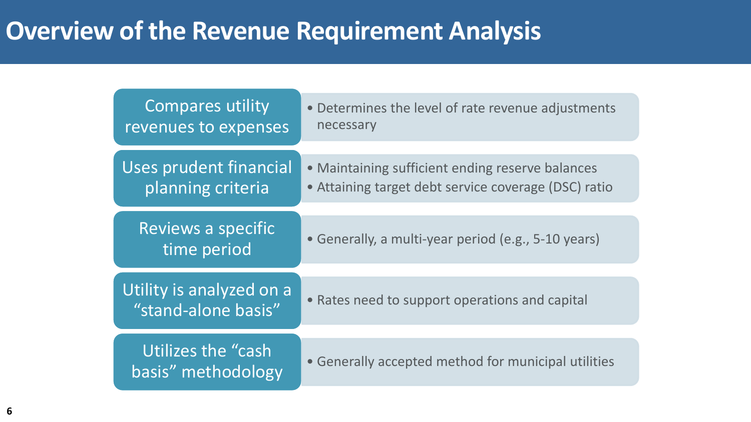# Overview of the Revenue Requirement Analysis

| | |
|---|---|
| Compares utility revenues to expenses | • Determines the level of rate revenue adjustments necessary |
| Uses prudent financial planning criteria | • Maintaining sufficient ending reserve balances<br>• Attaining target debt service coverage (DSC) ratio |
| Reviews a specific time period | • Generally, a multi-year period (e.g., 5-10 years) |
| Utility is analyzed on a "stand-alone basis" | • Rates need to support operations and capital |
| Utilizes the "cash basis" methodology | • Generally accepted method for municipal utilities |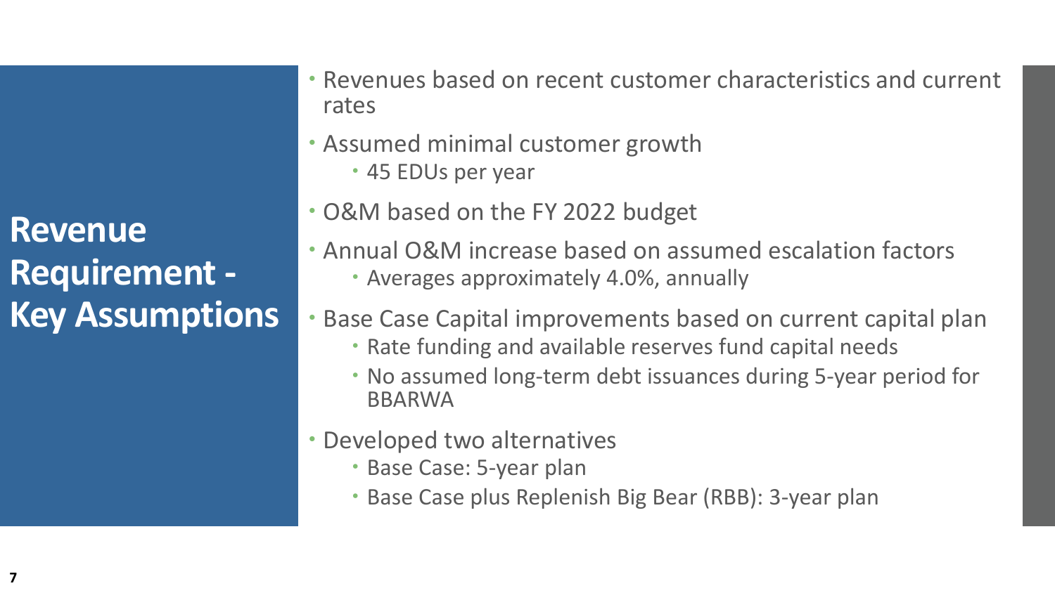# Revenue Requirement - Key Assumptions

- Revenues based on recent customer characteristics and current rates
- Assumed minimal customer growth
  - 45 EDUs per year
- O&M based on the FY 2022 budget
- Annual O&M increase based on assumed escalation factors
  - Averages approximately 4.0%, annually
- Base Case Capital improvements based on current capital plan
  - Rate funding and available reserves fund capital needs
  - No assumed long-term debt issuances during 5-year period for BBARWA
- Developed two alternatives
  - Base Case: 5-year plan
  - Base Case plus Replenish Big Bear (RBB): 3-year plan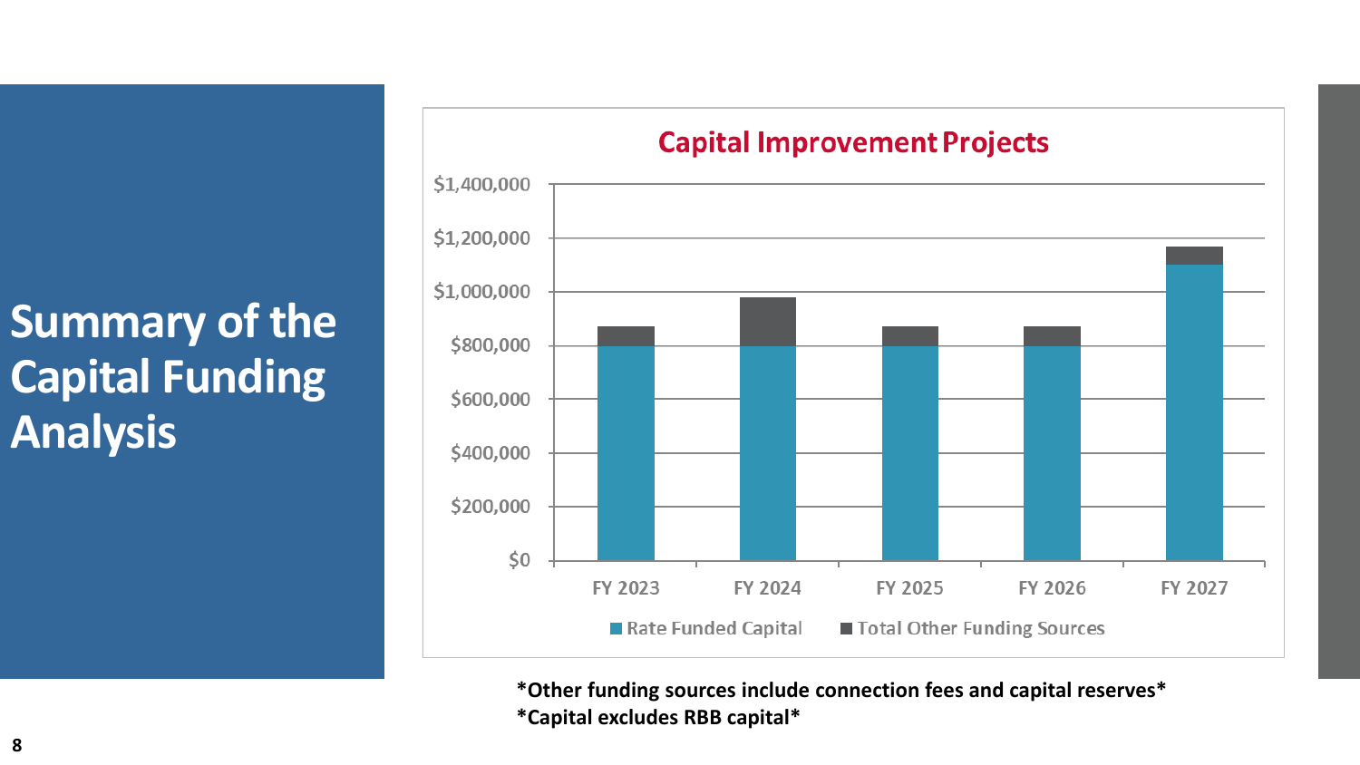# Summary of the Capital Funding Analysis

**Capital Improvement Projects**

| | FY 2023 | FY 2024 | FY 2025 | FY 2026 | FY 2027 |
|---|---|---|---|---|---|
| Rate Funded Capital | | | | | |
| Total Other Funding Sources | | | | | |

**\*Other funding sources include connection fees and capital reserves\***

**\*Capital excludes RBB capital\***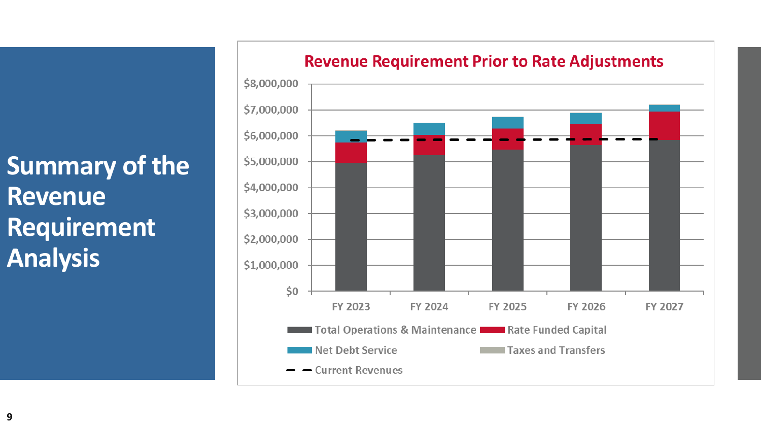# Summary of the Revenue Requirement Analysis

**Revenue Requirement Prior to Rate Adjustments**

$8,000,000
$7,000,000
$6,000,000
$5,000,000
$4,000,000
$3,000,000
$2,000,000
$1,000,000
$0

FY 2023 FY 2024 FY 2025 FY 2026 FY 2027

Total Operations & Maintenance
Rate Funded Capital
Net Debt Service
Taxes and Transfers
Current Revenues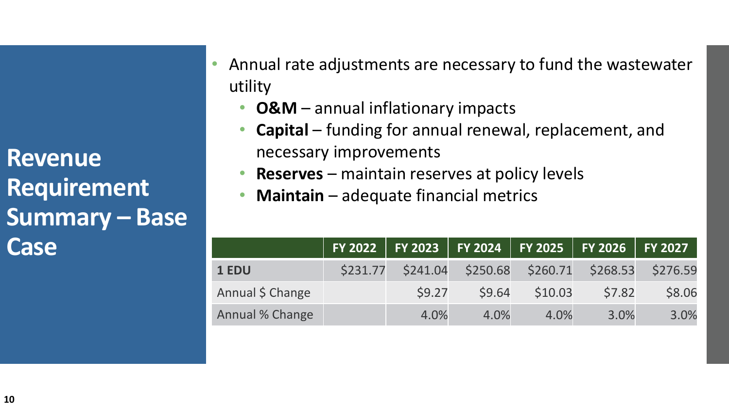# Revenue Requirement Summary – Base Case

- Annual rate adjustments are necessary to fund the wastewater utility
  - **O&M** – annual inflationary impacts
  - **Capital** – funding for annual renewal, replacement, and necessary improvements
  - **Reserves** – maintain reserves at policy levels
  - **Maintain** – adequate financial metrics

| | FY 2022 | FY 2023 | FY 2024 | FY 2025 | FY 2026 | FY 2027 |
|---|---|---|---|---|---|---|
| **1 EDU** | $231.77 | $241.04 | $250.68 | $260.71 | $268.53 | $276.59 |
| Annual $ Change | | $9.27 | $9.64 | $10.03 | $7.82 | $8.06 |
| Annual % Change | | 4.0% | 4.0% | 4.0% | 3.0% | 3.0% |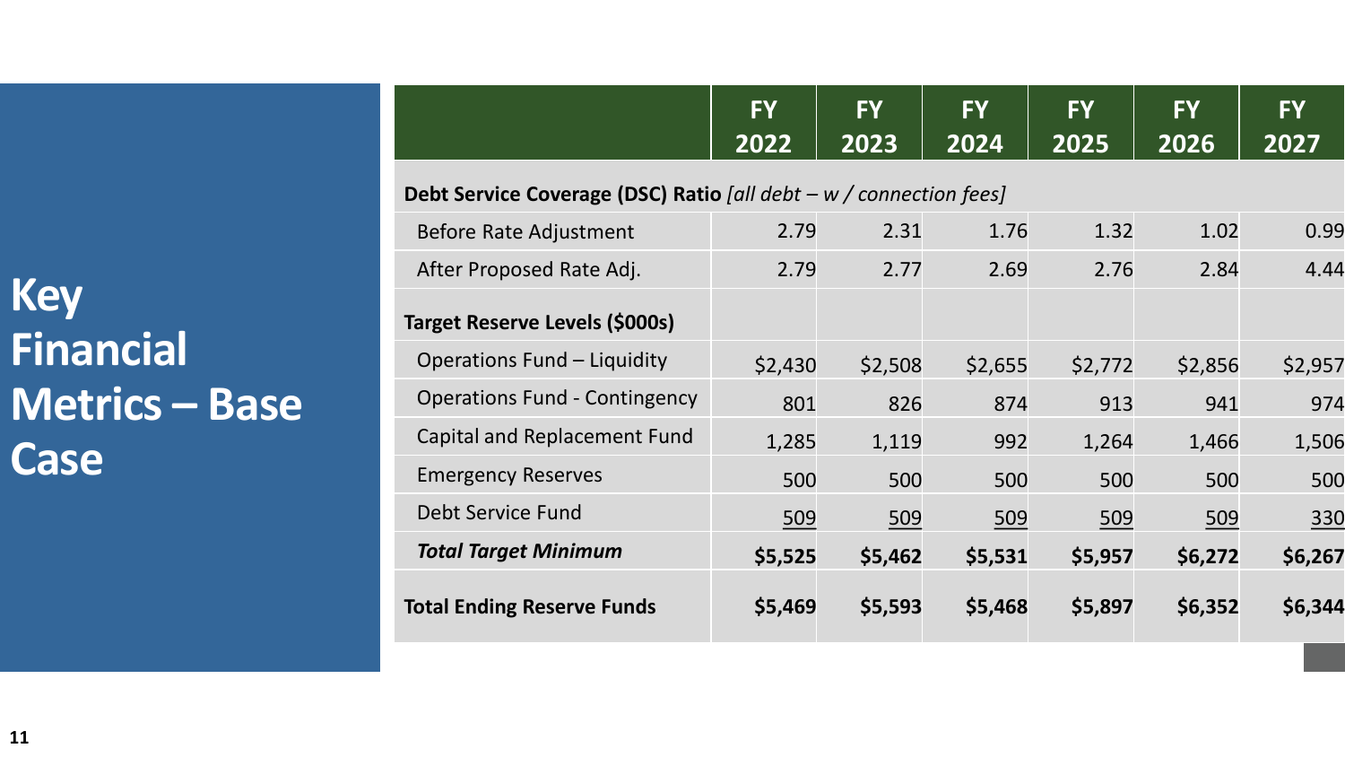# Key Financial Metrics – Base Case

| | FY 2022 | FY 2023 | FY 2024 | FY 2025 | FY 2026 | FY 2027 |
|---|---|---|---|---|---|---|
| **Debt Service Coverage (DSC) Ratio** *[all debt – w / connection fees]* | | | | | | |
| Before Rate Adjustment | 2.79 | 2.31 | 1.76 | 1.32 | 1.02 | 0.99 |
| After Proposed Rate Adj. | 2.79 | 2.77 | 2.69 | 2.76 | 2.84 | 4.44 |
| **Target Reserve Levels ($000s)** | | | | | | |
| Operations Fund – Liquidity | $2,430 | $2,508 | $2,655 | $2,772 | $2,856 | $2,957 |
| Operations Fund - Contingency | 801 | 826 | 874 | 913 | 941 | 974 |
| Capital and Replacement Fund | 1,285 | 1,119 | 992 | 1,264 | 1,466 | 1,506 |
| Emergency Reserves | 500 | 500 | 500 | 500 | 500 | 500 |
| Debt Service Fund | 509 | 509 | 509 | 509 | 509 | 330 |
| ***Total Target Minimum*** | **$5,525** | **$5,462** | **$5,531** | **$5,957** | **$6,272** | **$6,267** |
| **Total Ending Reserve Funds** | **$5,469** | **$5,593** | **$5,468** | **$5,897** | **$6,352** | **$6,344** |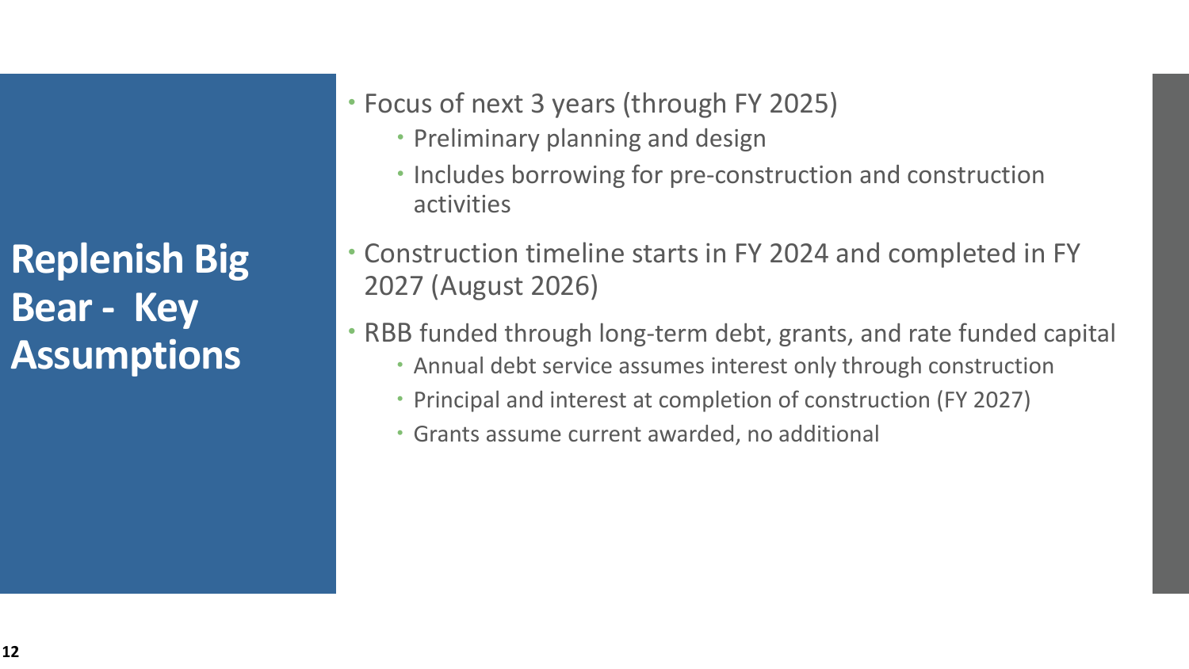# Replenish Big Bear - Key Assumptions

- Focus of next 3 years (through FY 2025)
  - Preliminary planning and design
  - Includes borrowing for pre-construction and construction activities
- Construction timeline starts in FY 2024 and completed in FY 2027 (August 2026)
- RBB funded through long-term debt, grants, and rate funded capital
  - Annual debt service assumes interest only through construction
  - Principal and interest at completion of construction (FY 2027)
  - Grants assume current awarded, no additional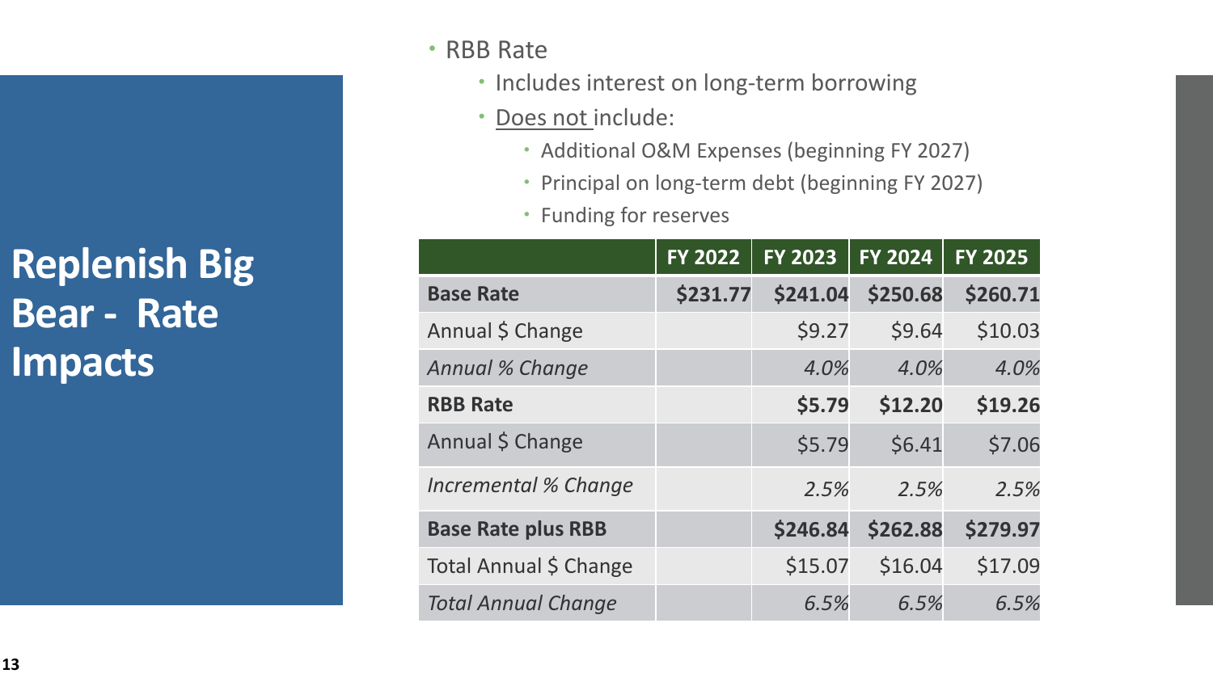# Replenish Big Bear - Rate Impacts

- RBB Rate
  - Includes interest on long-term borrowing
  - Does not include:
    - Additional O&M Expenses (beginning FY 2027)
    - Principal on long-term debt (beginning FY 2027)
    - Funding for reserves

| | FY 2022 | FY 2023 | FY 2024 | FY 2025 |
|---|---|---|---|---|
| **Base Rate** | **$231.77** | **$241.04** | **$250.68** | **$260.71** |
| Annual $ Change | | $9.27 | $9.64 | $10.03 |
| *Annual % Change* | | *4.0%* | *4.0%* | *4.0%* |
| **RBB Rate** | | **$5.79** | **$12.20** | **$19.26** |
| Annual $ Change | | $5.79 | $6.41 | $7.06 |
| *Incremental % Change* | | *2.5%* | *2.5%* | *2.5%* |
| **Base Rate plus RBB** | | **$246.84** | **$262.88** | **$279.97** |
| Total Annual $ Change | | $15.07 | $16.04 | $17.09 |
| *Total Annual Change* | | *6.5%* | *6.5%* | *6.5%* |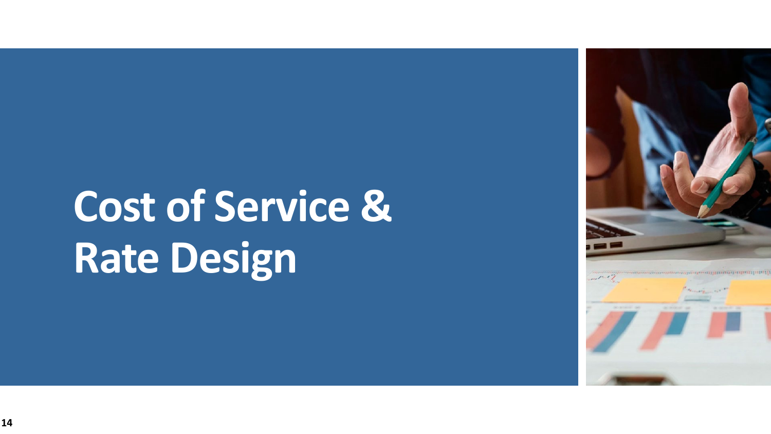# Cost of Service & Rate Design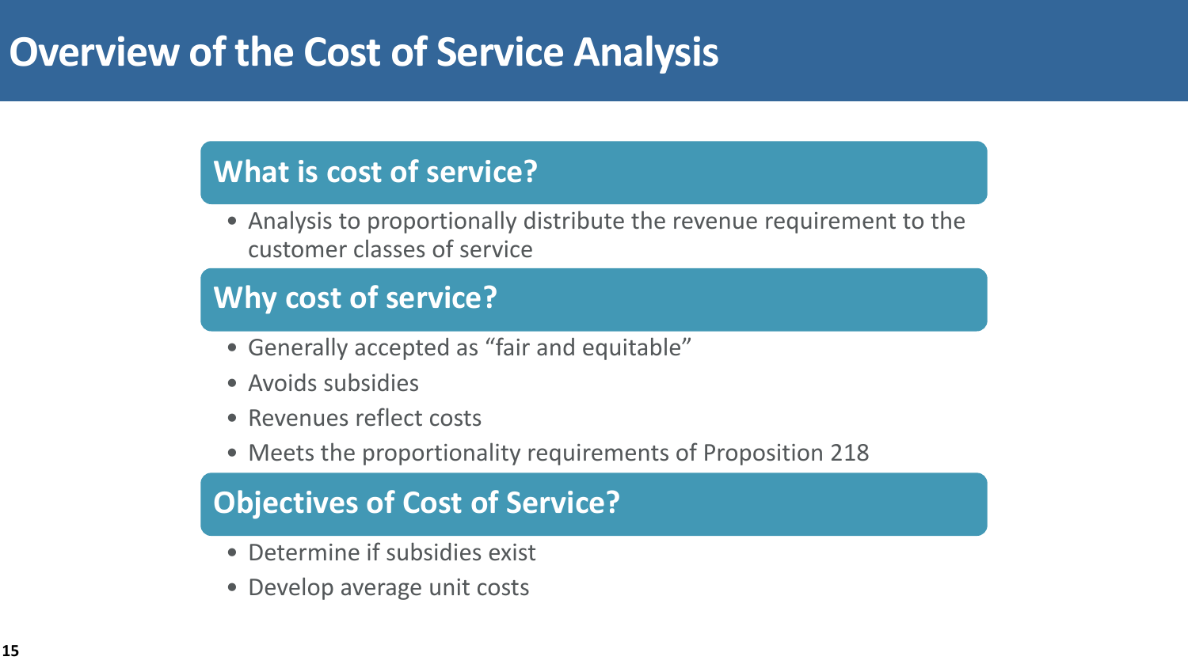# Overview of the Cost of Service Analysis

## What is cost of service?

- Analysis to proportionally distribute the revenue requirement to the customer classes of service

## Why cost of service?

- Generally accepted as “fair and equitable”
- Avoids subsidies
- Revenues reflect costs
- Meets the proportionality requirements of Proposition 218

## Objectives of Cost of Service?

- Determine if subsidies exist
- Develop average unit costs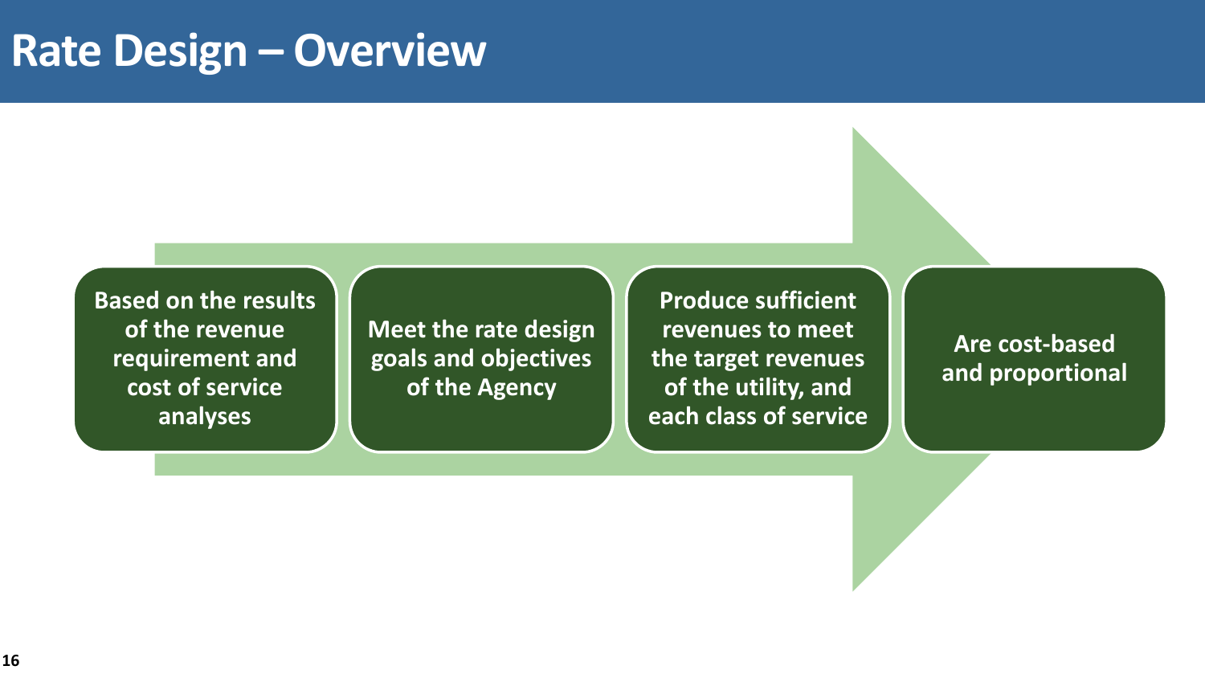# Rate Design – Overview

- Based on the results of the revenue requirement and cost of service analyses
- Meet the rate design goals and objectives of the Agency
- Produce sufficient revenues to meet the target revenues of the utility, and each class of service
- Are cost-based and proportional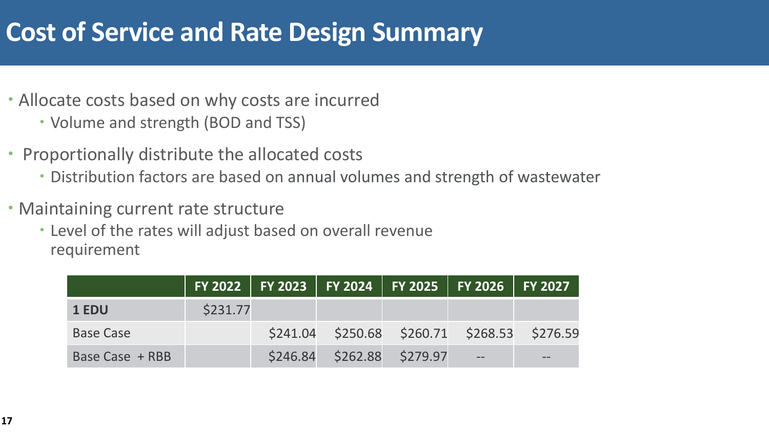# Cost of Service and Rate Design Summary

- Allocate costs based on why costs are incurred
  - Volume and strength (BOD and TSS)
- Proportionally distribute the allocated costs
  - Distribution factors are based on annual volumes and strength of wastewater
- Maintaining current rate structure
  - Level of the rates will adjust based on overall revenue requirement

| | FY 2022 | FY 2023 | FY 2024 | FY 2025 | FY 2026 | FY 2027 |
|---|---|---|---|---|---|---|
| **1 EDU** | $231.77 | | | | | |
| Base Case | | $241.04 | $250.68 | $260.71 | $268.53 | $276.59 |
| Base Case + RBB | | $246.84 | $262.88 | $279.97 | -- | -- |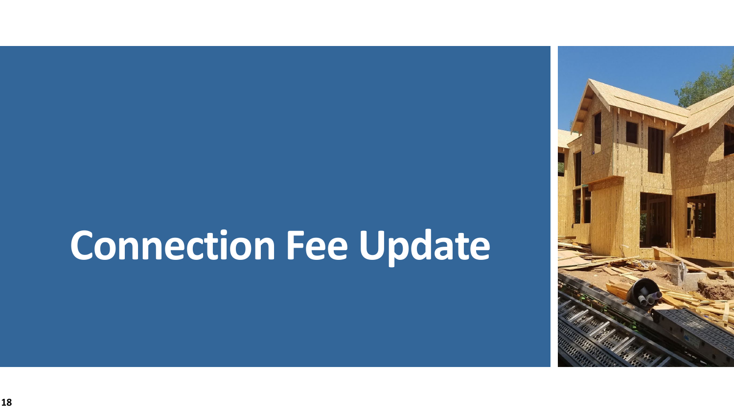# Connection Fee Update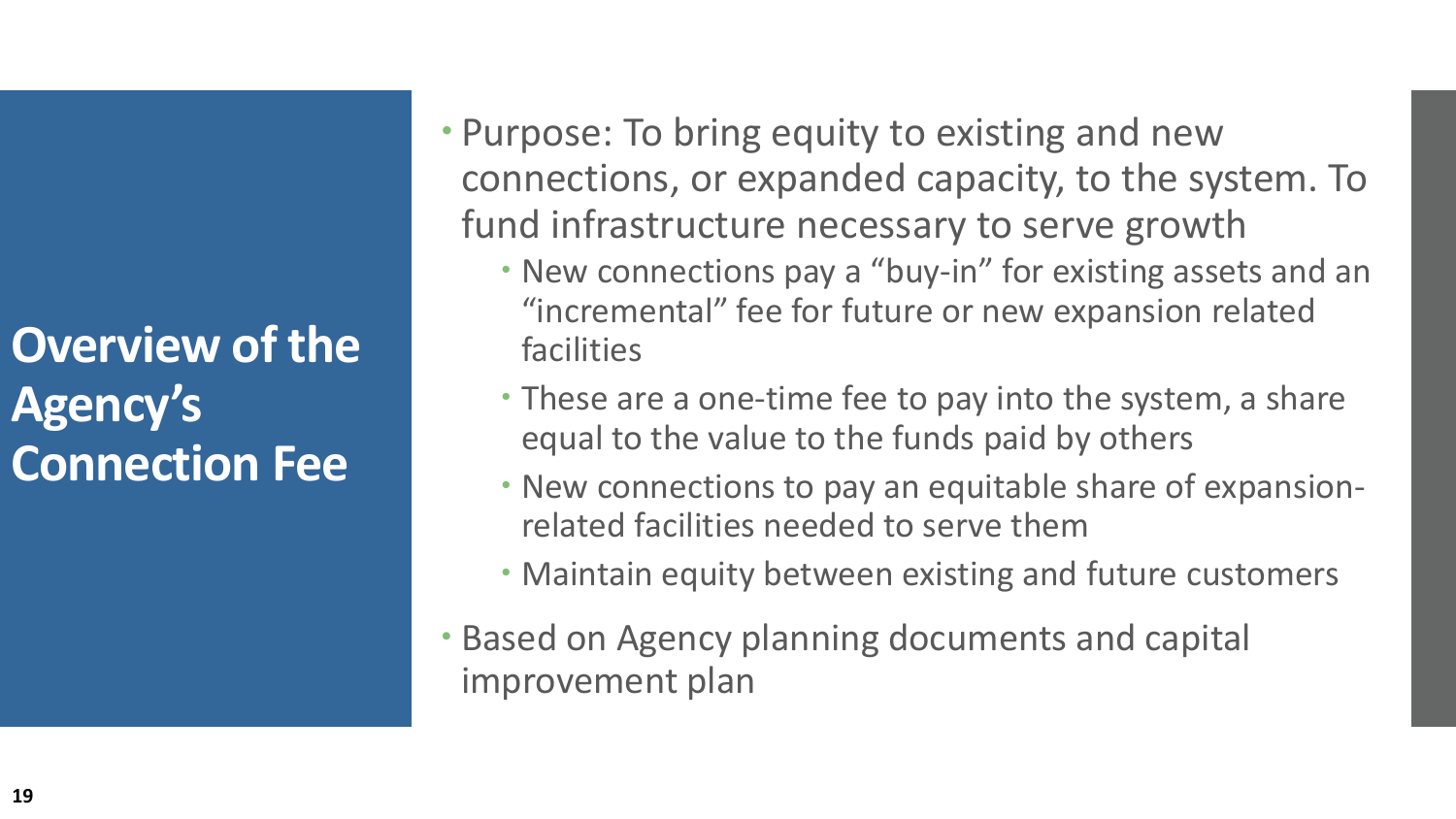# Overview of the Agency's Connection Fee

- Purpose: To bring equity to existing and new connections, or expanded capacity, to the system. To fund infrastructure necessary to serve growth
  - New connections pay a "buy-in" for existing assets and an "incremental" fee for future or new expansion related facilities
  - These are a one-time fee to pay into the system, a share equal to the value to the funds paid by others
  - New connections to pay an equitable share of expansion-related facilities needed to serve them
  - Maintain equity between existing and future customers
- Based on Agency planning documents and capital improvement plan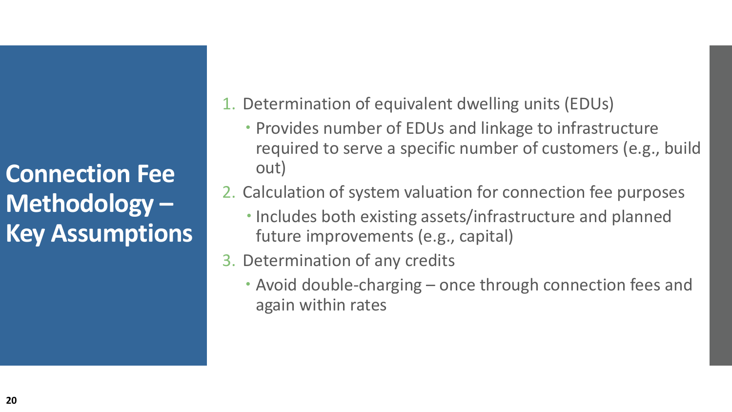# Connection Fee Methodology – Key Assumptions

1. Determination of equivalent dwelling units (EDUs)
   - Provides number of EDUs and linkage to infrastructure required to serve a specific number of customers (e.g., build out)
2. Calculation of system valuation for connection fee purposes
   - Includes both existing assets/infrastructure and planned future improvements (e.g., capital)
3. Determination of any credits
   - Avoid double-charging – once through connection fees and again within rates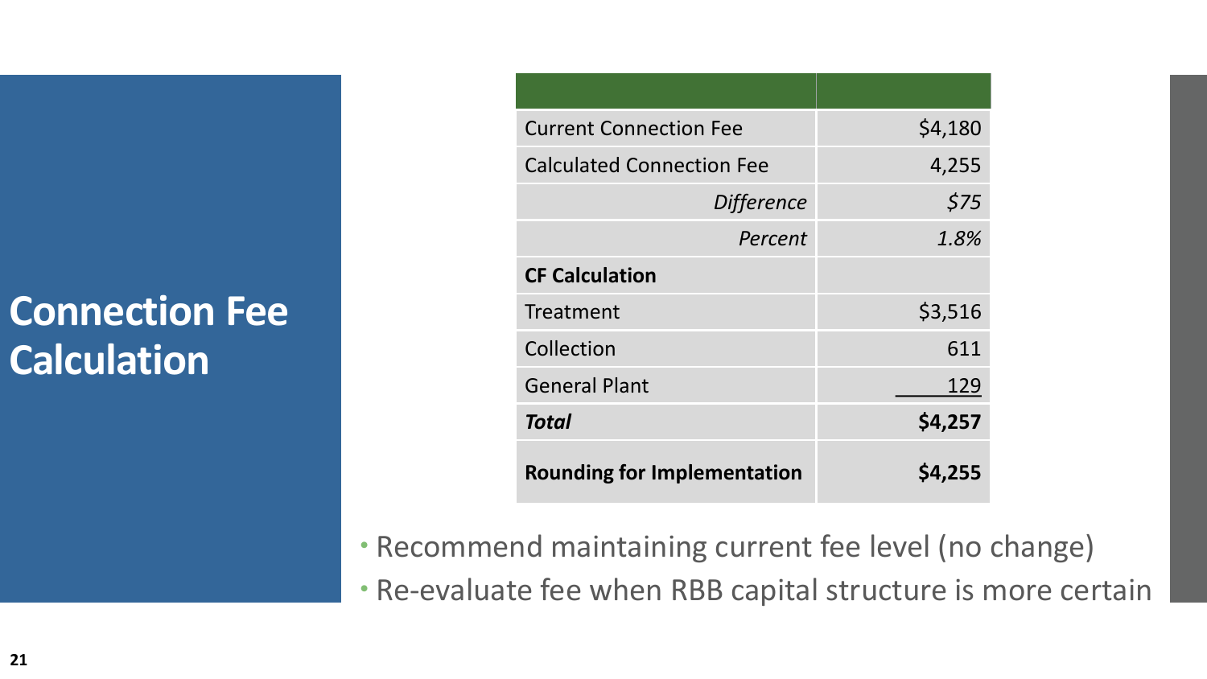# Connection Fee Calculation

| | |
|---|---:|
| Current Connection Fee | $4,180 |
| Calculated Connection Fee | 4,255 |
| *Difference* | *$75* |
| *Percent* | *1.8%* |
| **CF Calculation** | |
| Treatment | $3,516 |
| Collection | 611 |
| General Plant | 129 |
| ***Total*** | **$4,257** |
| **Rounding for Implementation** | **$4,255** |

- Recommend maintaining current fee level (no change)
- Re-evaluate fee when RBB capital structure is more certain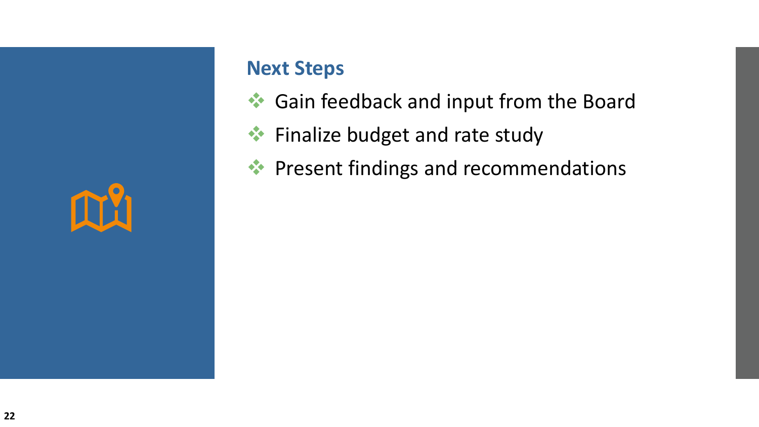## Next Steps

- Gain feedback and input from the Board
- Finalize budget and rate study
- Present findings and recommendations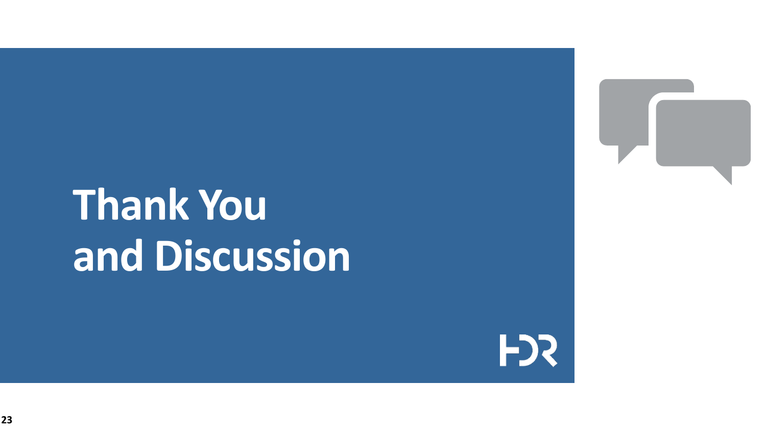# Thank You and Discussion